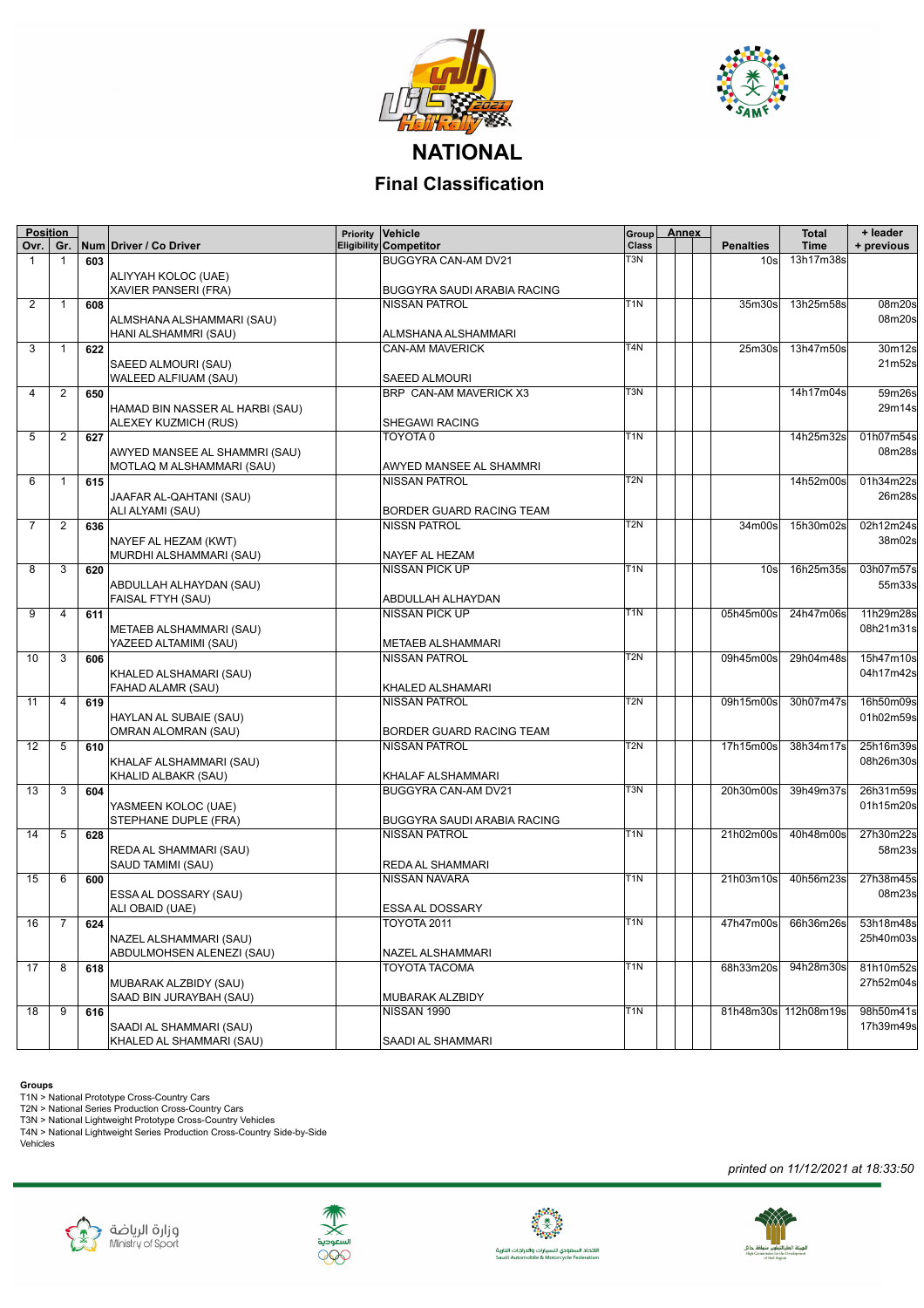# NATIONAL

## Final Classification

| Position | | | | | | | | | | | | |
|---|---|---|---|---|---|---|---|---|---|---|---|---|
| Ovr. | Gr. | Num | Driver / Co Driver | Priority Eligibility | Vehicle / Competitor | Group Class | Annex | | | Penalties | Total Time | + leader + previous |
| 1 | 1 | 603 | ALIYYAH KOLOC (UAE) / XAVIER PANSERI (FRA) | | BUGGYRA CAN-AM DV21 / BUGGYRA SAUDI ARABIA RACING | T3N | | | | 10s | 13h17m38s | |
| 2 | 1 | 608 | ALMSHANA ALSHAMMARI (SAU) / HANI ALSHAMMRI (SAU) | | NISSAN PATROL / ALMSHANA ALSHAMMARI | T1N | | | | 35m30s | 13h25m58s | 08m20s / 08m20s |
| 3 | 1 | 622 | SAEED ALMOURI (SAU) / WALEED ALFIUAM (SAU) | | CAN-AM MAVERICK / SAEED ALMOURI | T4N | | | | 25m30s | 13h47m50s | 30m12s / 21m52s |
| 4 | 2 | 650 | HAMAD BIN NASSER AL HARBI (SAU) / ALEXEY KUZMICH (RUS) | | BRP CAN-AM MAVERICK X3 / SHEGAWI RACING | T3N | | | | | 14h17m04s | 59m26s / 29m14s |
| 5 | 2 | 627 | AWYED MANSEE AL SHAMMRI (SAU) / MOTLAQ M ALSHAMMARI (SAU) | | TOYOTA 0 / AWYED MANSEE AL SHAMMRI | T1N | | | | | 14h25m32s | 01h07m54s / 08m28s |
| 6 | 1 | 615 | JAAFAR AL-QAHTANI (SAU) / ALI ALYAMI (SAU) | | NISSAN PATROL / BORDER GUARD RACING TEAM | T2N | | | | | 14h52m00s | 01h34m22s / 26m28s |
| 7 | 2 | 636 | NAYEF AL HEZAM (KWT) / MURDHI ALSHAMMARI (SAU) | | NISSN PATROL / NAYEF AL HEZAM | T2N | | | | 34m00s | 15h30m02s | 02h12m24s / 38m02s |
| 8 | 3 | 620 | ABDULLAH ALHAYDAN (SAU) / FAISAL FTYH (SAU) | | NISSAN PICK UP / ABDULLAH ALHAYDAN | T1N | | | | 10s | 16h25m35s | 03h07m57s / 55m33s |
| 9 | 4 | 611 | METAEB ALSHAMMARI (SAU) / YAZEED ALTAMIMI (SAU) | | NISSAN PICK UP / METAEB ALSHAMMARI | T1N | | | | 05h45m00s | 24h47m06s | 11h29m28s / 08h21m31s |
| 10 | 3 | 606 | KHALED ALSHAMARI (SAU) / FAHAD ALAMR (SAU) | | NISSAN PATROL / KHALED ALSHAMARI | T2N | | | | 09h45m00s | 29h04m48s | 15h47m10s / 04h17m42s |
| 11 | 4 | 619 | HAYLAN AL SUBAIE (SAU) / OMRAN ALOMRAN (SAU) | | NISSAN PATROL / BORDER GUARD RACING TEAM | T2N | | | | 09h15m00s | 30h07m47s | 16h50m09s / 01h02m59s |
| 12 | 5 | 610 | KHALAF ALSHAMMARI (SAU) / KHALID ALBAKR (SAU) | | NISSAN PATROL / KHALAF ALSHAMMARI | T2N | | | | 17h15m00s | 38h34m17s | 25h16m39s / 08h26m30s |
| 13 | 3 | 604 | YASMEEN KOLOC (UAE) / STEPHANE DUPLE (FRA) | | BUGGYRA CAN-AM DV21 / BUGGYRA SAUDI ARABIA RACING | T3N | | | | 20h30m00s | 39h49m37s | 26h31m59s / 01h15m20s |
| 14 | 5 | 628 | REDA AL SHAMMARI (SAU) / SAUD TAMIMI (SAU) | | NISSAN PATROL / REDA AL SHAMMARI | T1N | | | | 21h02m00s | 40h48m00s | 27h30m22s / 58m23s |
| 15 | 6 | 600 | ESSA AL DOSSARY (SAU) / ALI OBAID (UAE) | | NISSAN NAVARA / ESSA AL DOSSARY | T1N | | | | 21h03m10s | 40h56m23s | 27h38m45s / 08m23s |
| 16 | 7 | 624 | NAZEL ALSHAMMARI (SAU) / ABDULMOHSEN ALENEZI (SAU) | | TOYOTA 2011 / NAZEL ALSHAMMARI | T1N | | | | 47h47m00s | 66h36m26s | 53h18m48s / 25h40m03s |
| 17 | 8 | 618 | MUBARAK ALZBIDY (SAU) / SAAD BIN JURAYBAH (SAU) | | TOYOTA TACOMA / MUBARAK ALZBIDY | T1N | | | | 68h33m20s | 94h28m30s | 81h10m52s / 27h52m04s |
| 18 | 9 | 616 | SAADI AL SHAMMARI (SAU) / KHALED AL SHAMMARI (SAU) | | NISSAN 1990 / SAADI AL SHAMMARI | T1N | | | | 81h48m30s | 112h08m19s | 98h50m41s / 17h39m49s |

**Groups**

T1N > National Prototype Cross-Country Cars
T2N > National Series Production Cross-Country Cars
T3N > National Lightweight Prototype Cross-Country Vehicles
T4N > National Lightweight Series Production Cross-Country Side-by-Side Vehicles

*printed on 11/12/2021 at 18:33:50*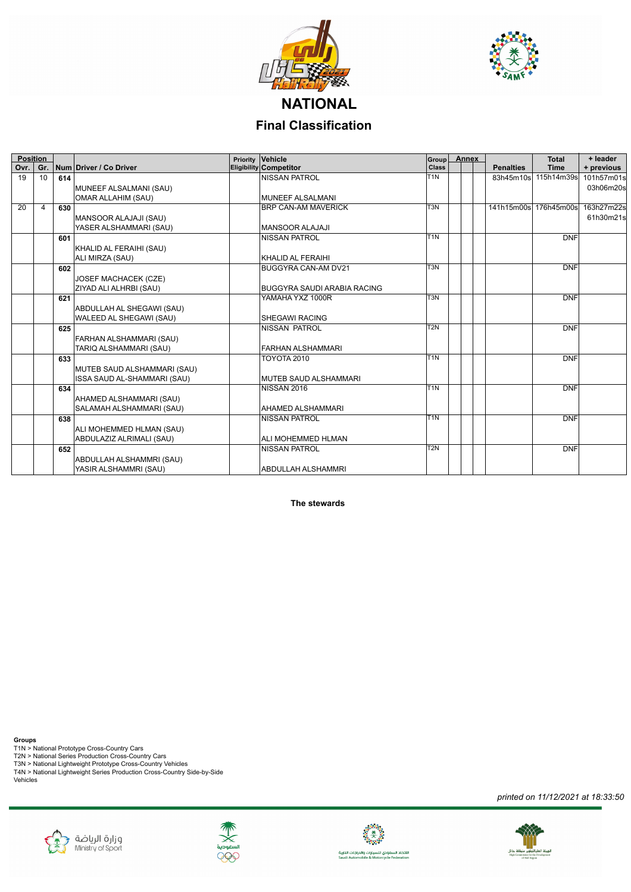# NATIONAL

## Final Classification

| Position | | Num | Driver / Co Driver | Priority Eligibility | Vehicle Competitor | Group Class | Annex | | | Penalties | Total Time | + leader + previous |
|---|---|---|---|---|---|---|---|---|---|---|---|---|
| Ovr. | Gr. | | | | | | | | | | | |
| 19 | 10 | 614 | MUNEEF ALSALMANI (SAU)<br>OMAR ALLAHIM (SAU) | | NISSAN PATROL<br>MUNEEF ALSALMANI | T1N | | | | 83h45m10s | 115h14m39s | 101h57m01s<br>03h06m20s |
| 20 | 4 | 630 | MANSOOR ALAJAJI (SAU)<br>YASER ALSHAMMARI (SAU) | | BRP CAN-AM MAVERICK<br>MANSOOR ALAJAJI | T3N | | | | 141h15m00s | 176h45m00s | 163h27m22s<br>61h30m21s |
| | | 601 | KHALID AL FERAIHI (SAU)<br>ALI MIRZA (SAU) | | NISSAN PATROL<br>KHALID AL FERAIHI | T1N | | | | | DNF | |
| | | 602 | JOSEF MACHACEK (CZE)<br>ZIYAD ALI ALHRBI (SAU) | | BUGGYRA CAN-AM DV21<br>BUGGYRA SAUDI ARABIA RACING | T3N | | | | | DNF | |
| | | 621 | ABDULLAH AL SHEGAWI (SAU)<br>WALEED AL SHEGAWI (SAU) | | YAMAHA YXZ 1000R<br>SHEGAWI RACING | T3N | | | | | DNF | |
| | | 625 | FARHAN ALSHAMMARI (SAU)<br>TARIQ ALSHAMMARI (SAU) | | NISSAN PATROL<br>FARHAN ALSHAMMARI | T2N | | | | | DNF | |
| | | 633 | MUTEB SAUD ALSHAMMARI (SAU)<br>ISSA SAUD AL-SHAMMARI (SAU) | | TOYOTA 2010<br>MUTEB SAUD ALSHAMMARI | T1N | | | | | DNF | |
| | | 634 | AHAMED ALSHAMMARI (SAU)<br>SALAMAH ALSHAMMARI (SAU) | | NISSAN 2016<br>AHAMED ALSHAMMARI | T1N | | | | | DNF | |
| | | 638 | ALI MOHEMMED HLMAN (SAU)<br>ABDULAZIZ ALRIMALI (SAU) | | NISSAN PATROL<br>ALI MOHEMMED HLMAN | T1N | | | | | DNF | |
| | | 652 | ABDULLAH ALSHAMMRI (SAU)<br>YASIR ALSHAMMRI (SAU) | | NISSAN PATROL<br>ABDULLAH ALSHAMMRI | T2N | | | | | DNF | |

**The stewards**

**Groups**
T1N > National Prototype Cross-Country Cars
T2N > National Series Production Cross-Country Cars
T3N > National Lightweight Prototype Cross-Country Vehicles
T4N > National Lightweight Series Production Cross-Country Side-by-Side Vehicles

*printed on 11/12/2021 at 18:33:50*